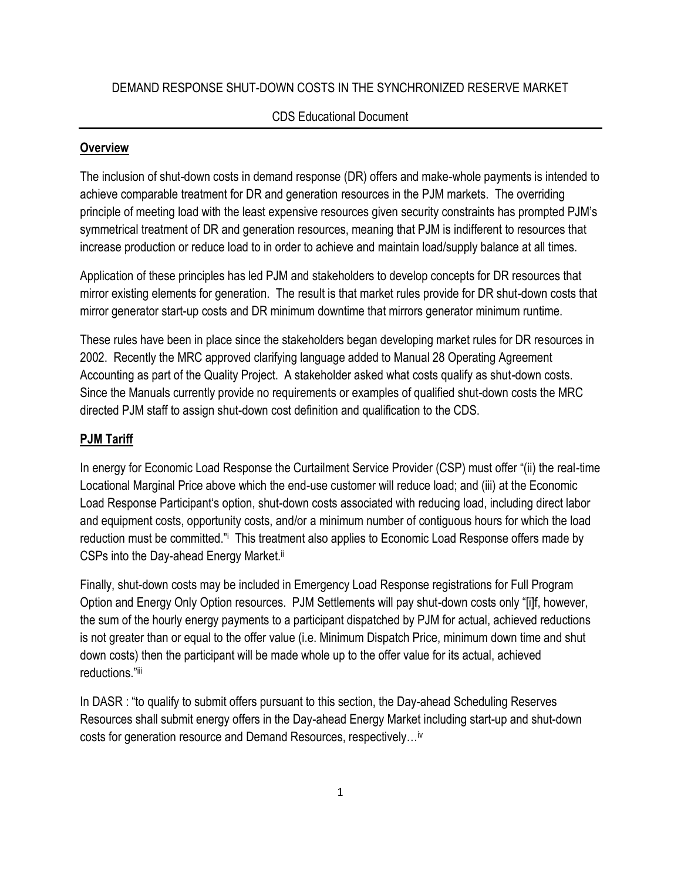DEMAND RESPONSE SHUT-DOWN COSTS IN THE SYNCHRONIZED RESERVE MARKET

CDS Educational Document

## Overview

The inclusion of shut-down costs in demand response (DR) offers and make-whole payments is intended to achieve comparable treatment for DR and generation resources in the PJM markets. The overriding principle of meeting load with the least expensive resources given security constraints has prompted PJM's symmetrical treatment of DR and generation resources, meaning that PJM is indifferent to resources that increase production or reduce load to in order to achieve and maintain load/supply balance at all times.

Application of these principles has led PJM and stakeholders to develop concepts for DR resources that mirror existing elements for generation. The result is that market rules provide for DR shut-down costs that mirror generator start-up costs and DR minimum downtime that mirrors generator minimum runtime.

These rules have been in place since the stakeholders began developing market rules for DR resources in 2002. Recently the MRC approved clarifying language added to Manual 28 Operating Agreement Accounting as part of the Quality Project. A stakeholder asked what costs qualify as shut-down costs. Since the Manuals currently provide no requirements or examples of qualified shut-down costs the MRC directed PJM staff to assign shut-down cost definition and qualification to the CDS.

## PJM Tariff

In energy for Economic Load Response the Curtailment Service Provider (CSP) must offer "(ii) the real-time Locational Marginal Price above which the end-use customer will reduce load; and (iii) at the Economic Load Response Participant's option, shut-down costs associated with reducing load, including direct labor and equipment costs, opportunity costs, and/or a minimum number of contiguous hours for which the load reduction must be committed."[i] This treatment also applies to Economic Load Response offers made by CSPs into the Day-ahead Energy Market.[ii]

Finally, shut-down costs may be included in Emergency Load Response registrations for Full Program Option and Energy Only Option resources. PJM Settlements will pay shut-down costs only "[i]f, however, the sum of the hourly energy payments to a participant dispatched by PJM for actual, achieved reductions is not greater than or equal to the offer value (i.e. Minimum Dispatch Price, minimum down time and shut down costs) then the participant will be made whole up to the offer value for its actual, achieved reductions."[iii]

In DASR : "to qualify to submit offers pursuant to this section, the Day-ahead Scheduling Reserves Resources shall submit energy offers in the Day-ahead Energy Market including start-up and shut-down costs for generation resource and Demand Resources, respectively…[iv]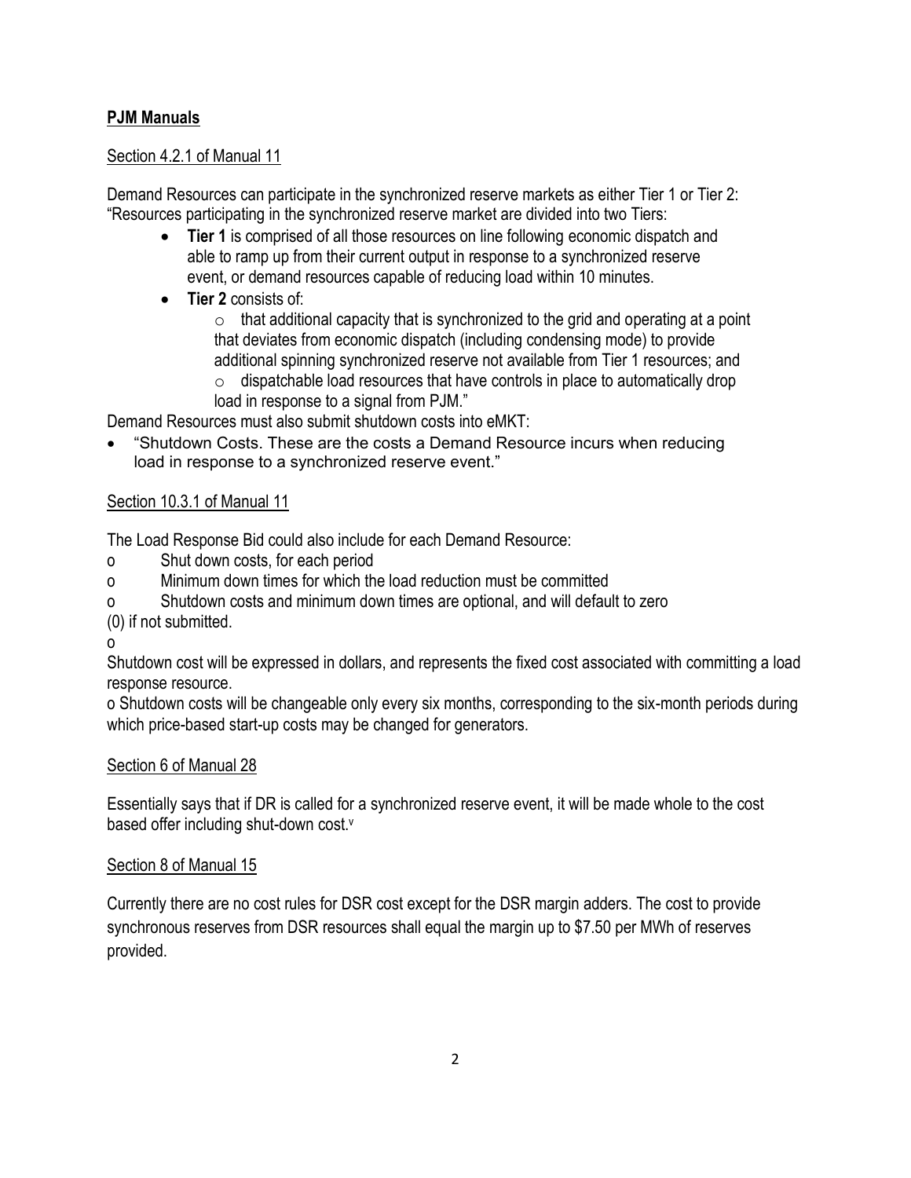**PJM Manuals**

Section 4.2.1 of Manual 11

Demand Resources can participate in the synchronized reserve markets as either Tier 1 or Tier 2: "Resources participating in the synchronized reserve market are divided into two Tiers:

- **Tier 1** is comprised of all those resources on line following economic dispatch and able to ramp up from their current output in response to a synchronized reserve event, or demand resources capable of reducing load within 10 minutes.
- **Tier 2** consists of:
  - that additional capacity that is synchronized to the grid and operating at a point that deviates from economic dispatch (including condensing mode) to provide additional spinning synchronized reserve not available from Tier 1 resources; and
  - dispatchable load resources that have controls in place to automatically drop load in response to a signal from PJM."

Demand Resources must also submit shutdown costs into eMKT:

- "Shutdown Costs. These are the costs a Demand Resource incurs when reducing load in response to a synchronized reserve event."

Section 10.3.1 of Manual 11

The Load Response Bid could also include for each Demand Resource:

o Shut down costs, for each period

o Minimum down times for which the load reduction must be committed

o Shutdown costs and minimum down times are optional, and will default to zero (0) if not submitted.

o

Shutdown cost will be expressed in dollars, and represents the fixed cost associated with committing a load response resource.

o Shutdown costs will be changeable only every six months, corresponding to the six-month periods during which price-based start-up costs may be changed for generators.

Section 6 of Manual 28

Essentially says that if DR is called for a synchronized reserve event, it will be made whole to the cost based offer including shut-down cost.[v]

Section 8 of Manual 15

Currently there are no cost rules for DSR cost except for the DSR margin adders. The cost to provide synchronous reserves from DSR resources shall equal the margin up to $7.50 per MWh of reserves provided.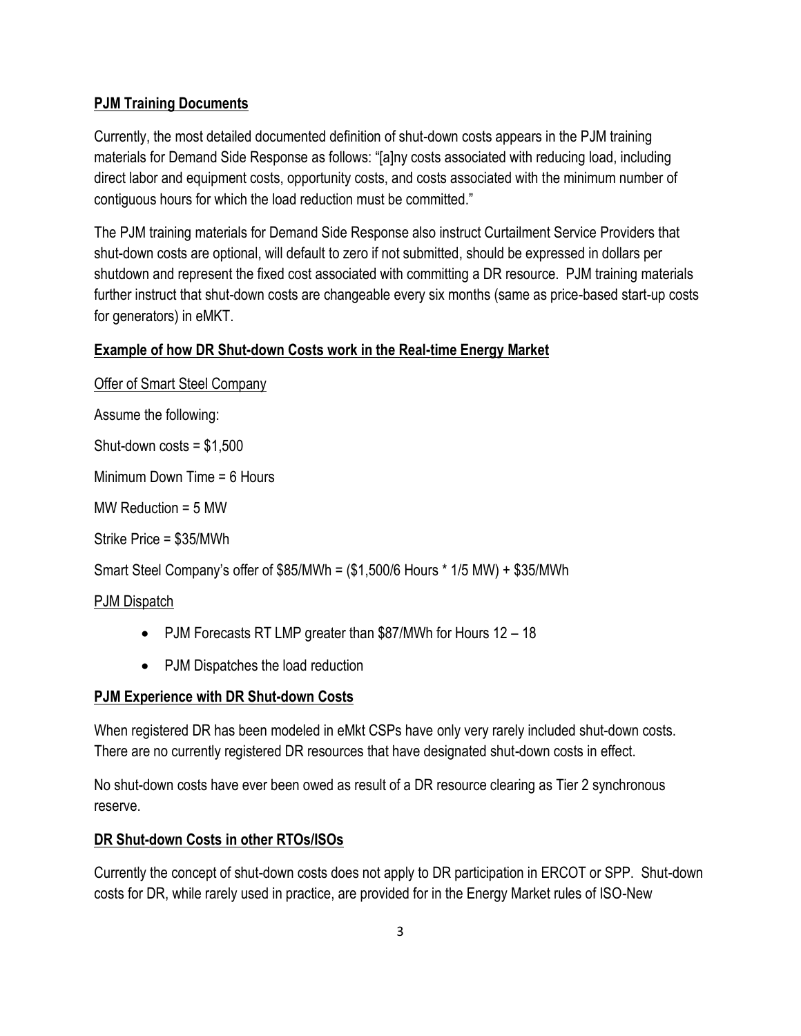**PJM Training Documents**

Currently, the most detailed documented definition of shut-down costs appears in the PJM training materials for Demand Side Response as follows: "[a]ny costs associated with reducing load, including direct labor and equipment costs, opportunity costs, and costs associated with the minimum number of contiguous hours for which the load reduction must be committed."

The PJM training materials for Demand Side Response also instruct Curtailment Service Providers that shut-down costs are optional, will default to zero if not submitted, should be expressed in dollars per shutdown and represent the fixed cost associated with committing a DR resource. PJM training materials further instruct that shut-down costs are changeable every six months (same as price-based start-up costs for generators) in eMKT.

**Example of how DR Shut-down Costs work in the Real-time Energy Market**

Offer of Smart Steel Company

Assume the following:

Shut-down costs = $1,500

Minimum Down Time = 6 Hours

MW Reduction = 5 MW

Strike Price = $35/MWh

Smart Steel Company's offer of $85/MWh = ($1,500/6 Hours * 1/5 MW) + $35/MWh

PJM Dispatch

- PJM Forecasts RT LMP greater than $87/MWh for Hours 12 – 18
- PJM Dispatches the load reduction

**PJM Experience with DR Shut-down Costs**

When registered DR has been modeled in eMkt CSPs have only very rarely included shut-down costs. There are no currently registered DR resources that have designated shut-down costs in effect.

No shut-down costs have ever been owed as result of a DR resource clearing as Tier 2 synchronous reserve.

**DR Shut-down Costs in other RTOs/ISOs**

Currently the concept of shut-down costs does not apply to DR participation in ERCOT or SPP. Shut-down costs for DR, while rarely used in practice, are provided for in the Energy Market rules of ISO-New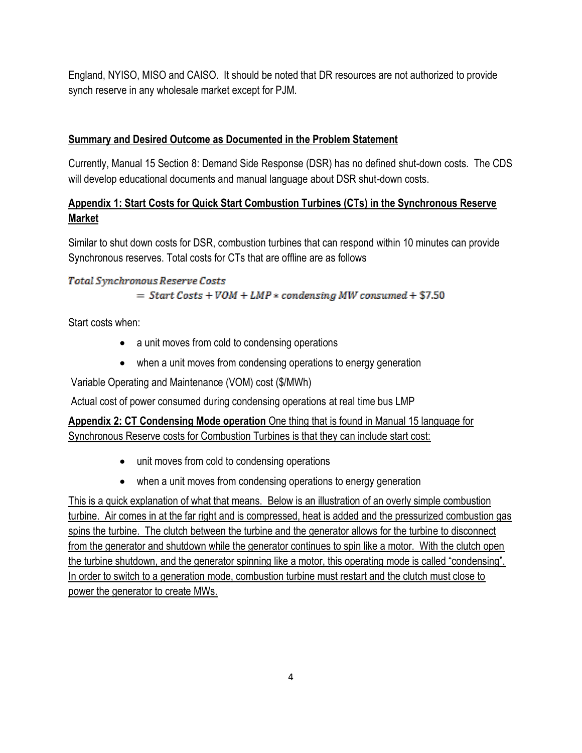England, NYISO, MISO and CAISO. It should be noted that DR resources are not authorized to provide synch reserve in any wholesale market except for PJM.

**Summary and Desired Outcome as Documented in the Problem Statement**

Currently, Manual 15 Section 8: Demand Side Response (DSR) has no defined shut-down costs. The CDS will develop educational documents and manual language about DSR shut-down costs.

**Appendix 1: Start Costs for Quick Start Combustion Turbines (CTs) in the Synchronous Reserve Market**

Similar to shut down costs for DSR, combustion turbines that can respond within 10 minutes can provide Synchronous reserves. Total costs for CTs that are offline are as follows

$$\text{Total Synchronous Reserve Costs} = \text{Start Costs} + \text{VOM} + \text{LMP} * \text{condensing MW consumed} + \$7.50$$

Start costs when:

- a unit moves from cold to condensing operations
- when a unit moves from condensing operations to energy generation

Variable Operating and Maintenance (VOM) cost ($/MWh)

Actual cost of power consumed during condensing operations at real time bus LMP

**Appendix 2: CT Condensing Mode operation** One thing that is found in Manual 15 language for Synchronous Reserve costs for Combustion Turbines is that they can include start cost:

- unit moves from cold to condensing operations
- when a unit moves from condensing operations to energy generation

This is a quick explanation of what that means. Below is an illustration of an overly simple combustion turbine. Air comes in at the far right and is compressed, heat is added and the pressurized combustion gas spins the turbine. The clutch between the turbine and the generator allows for the turbine to disconnect from the generator and shutdown while the generator continues to spin like a motor. With the clutch open the turbine shutdown, and the generator spinning like a motor, this operating mode is called "condensing". In order to switch to a generation mode, combustion turbine must restart and the clutch must close to power the generator to create MWs.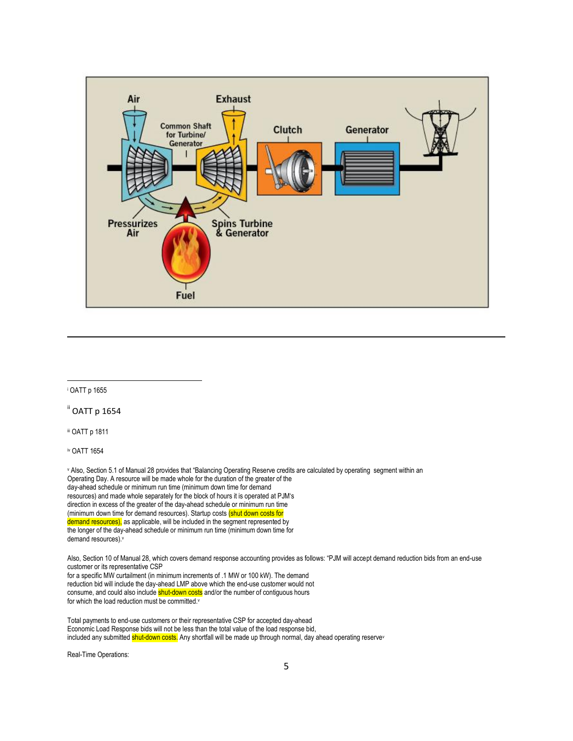---

[i] OATT p 1655

[ii] OATT p 1654

[iii] OATT p 1811

[iv] OATT 1654

[v] Also, Section 5.1 of Manual 28 provides that "Balancing Operating Reserve credits are calculated by operating segment within an Operating Day. A resource will be made whole for the duration of the greater of the day-ahead schedule or minimum run time (minimum down time for demand resources) and made whole separately for the block of hours it is operated at PJM's direction in excess of the greater of the day-ahead schedule or minimum run time (minimum down time for demand resources). Startup costs (shut down costs for demand resources), as applicable, will be included in the segment represented by the longer of the day-ahead schedule or minimum run time (minimum down time for demand resources).[v]

Also, Section 10 of Manual 28, which covers demand response accounting provides as follows: "PJM will accept demand reduction bids from an end-use customer or its representative CSP for a specific MW curtailment (in minimum increments of .1 MW or 100 kW). The demand reduction bid will include the day-ahead LMP above which the end-use customer would not consume, and could also include shut-down costs and/or the number of contiguous hours for which the load reduction must be committed.[v]

Total payments to end-use customers or their representative CSP for accepted day-ahead Economic Load Response bids will not be less than the total value of the load response bid, included any submitted shut-down costs. Any shortfall will be made up through normal, day ahead operating reserve[v]

Real-Time Operations: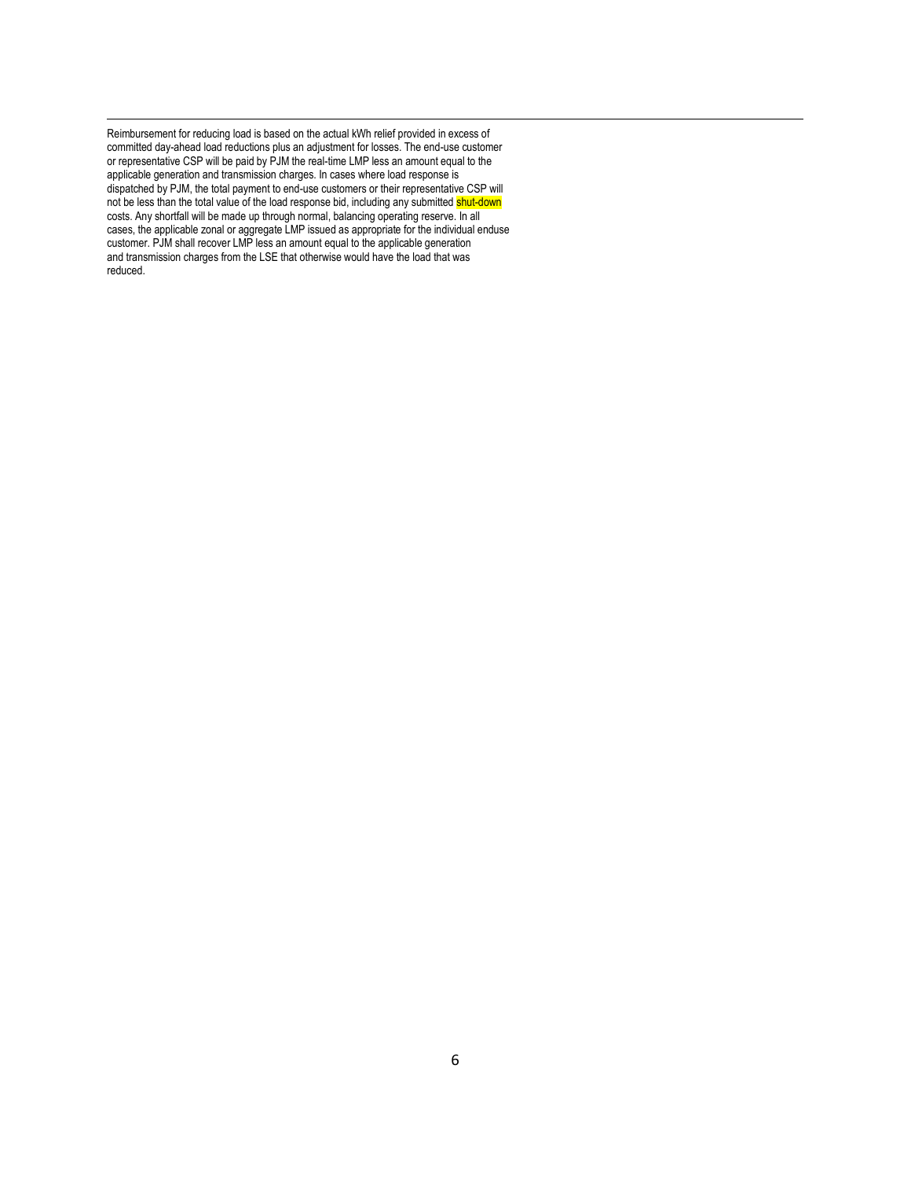Reimbursement for reducing load is based on the actual kWh relief provided in excess of committed day-ahead load reductions plus an adjustment for losses. The end-use customer or representative CSP will be paid by PJM the real-time LMP less an amount equal to the applicable generation and transmission charges. In cases where load response is dispatched by PJM, the total payment to end-use customers or their representative CSP will not be less than the total value of the load response bid, including any submitted shut-down costs. Any shortfall will be made up through normal, balancing operating reserve. In all cases, the applicable zonal or aggregate LMP issued as appropriate for the individual enduse customer. PJM shall recover LMP less an amount equal to the applicable generation and transmission charges from the LSE that otherwise would have the load that was reduced.